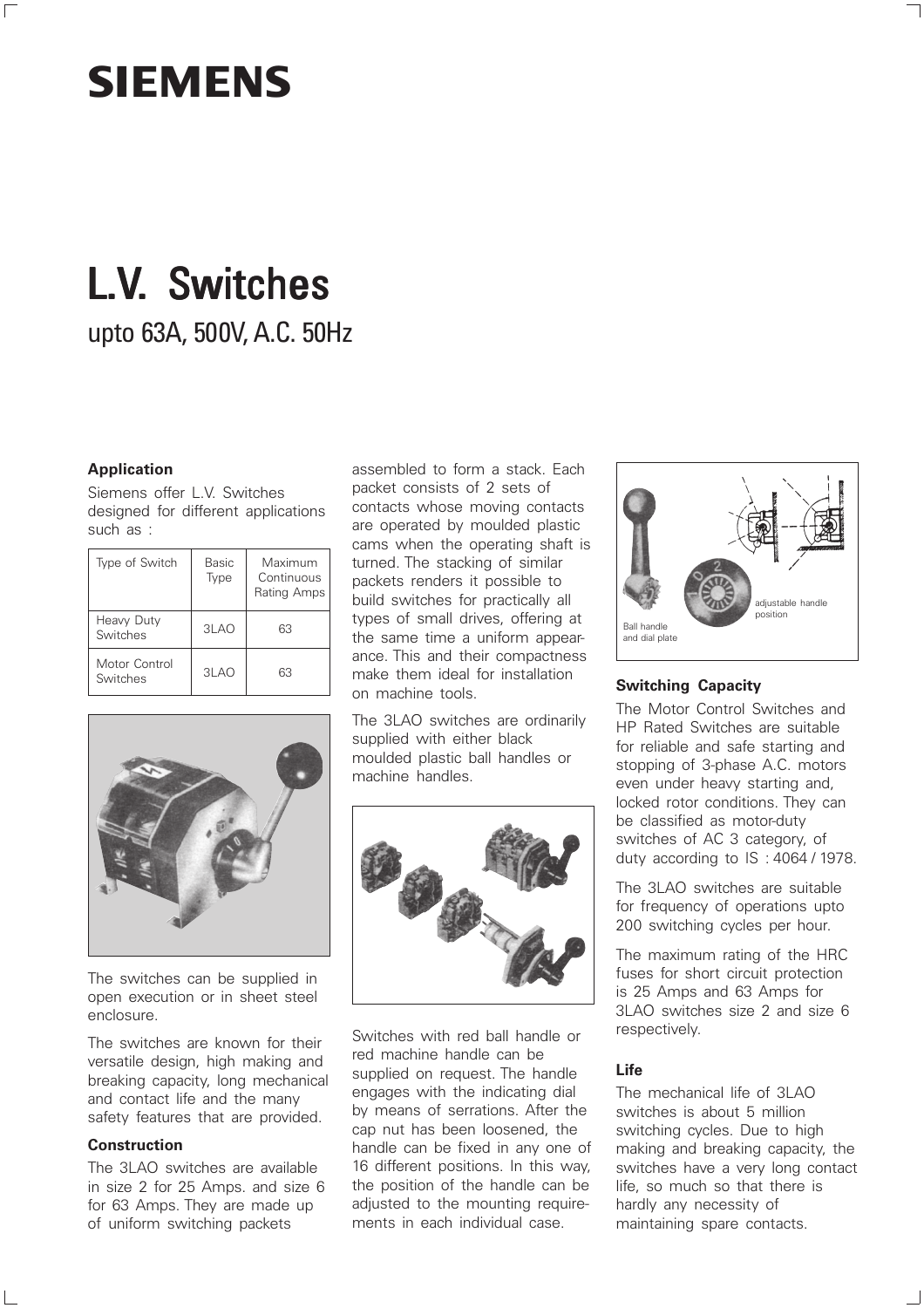# SIEMENS

# L.V. Switches

## upto 63A, 500V, A.C. 50Hz

### Application

Siemens offer L.V. Switches designed for different applications such as :

| Type of Switch | Basic Type | Maximum Continuous Rating Amps |
|---|---|---|
| Heavy Duty Switches | 3LAO | 63 |
| Motor Control Switches | 3LAO | 63 |

The switches can be supplied in open execution or in sheet steel enclosure.

The switches are known for their versatile design, high making and breaking capacity, long mechanical and contact life and the many safety features that are provided.

### Construction

The 3LAO switches are available in size 2 for 25 Amps. and size 6 for 63 Amps. They are made up of uniform switching packets assembled to form a stack. Each packet consists of 2 sets of contacts whose moving contacts are operated by moulded plastic cams when the operating shaft is turned. The stacking of similar packets renders it possible to build switches for practically all types of small drives, offering at the same time a uniform appearance. This and their compactness make them ideal for installation on machine tools.

The 3LAO switches are ordinarily supplied with either black moulded plastic ball handles or machine handles.

Switches with red ball handle or red machine handle can be supplied on request. The handle engages with the indicating dial by means of serrations. After the cap nut has been loosened, the handle can be fixed in any one of 16 different positions. In this way, the position of the handle can be adjusted to the mounting requirements in each individual case.

Ball handle and dial plate

adjustable handle position

### Switching Capacity

The Motor Control Switches and HP Rated Switches are suitable for reliable and safe starting and stopping of 3-phase A.C. motors even under heavy starting and, locked rotor conditions. They can be classified as motor-duty switches of AC 3 category, of duty according to IS : 4064 / 1978.

The 3LAO switches are suitable for frequency of operations upto 200 switching cycles per hour.

The maximum rating of the HRC fuses for short circuit protection is 25 Amps and 63 Amps for 3LAO switches size 2 and size 6 respectively.

### Life

The mechanical life of 3LAO switches is about 5 million switching cycles. Due to high making and breaking capacity, the switches have a very long contact life, so much so that there is hardly any necessity of maintaining spare contacts.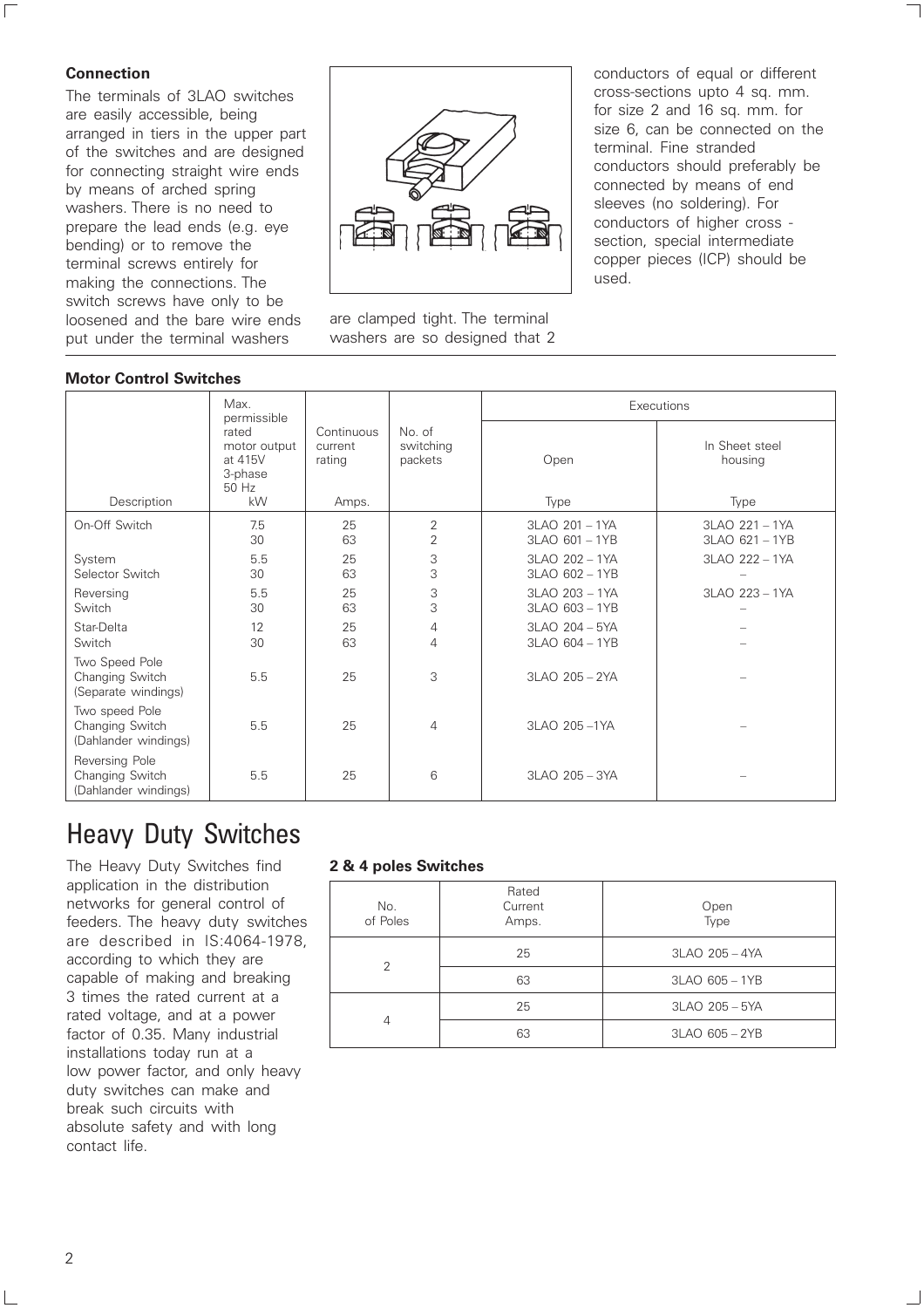### Connection

The terminals of 3LAO switches are easily accessible, being arranged in tiers in the upper part of the switches and are designed for connecting straight wire ends by means of arched spring washers. There is no need to prepare the lead ends (e.g. eye bending) or to remove the terminal screws entirely for making the connections. The switch screws have only to be loosened and the bare wire ends put under the terminal washers are clamped tight. The terminal washers are so designed that 2 conductors of equal or different cross-sections upto 4 sq. mm. for size 2 and 16 sq. mm. for size 6, can be connected on the terminal. Fine stranded conductors should preferably be connected by means of end sleeves (no soldering). For conductors of higher cross - section, special intermediate copper pieces (ICP) should be used.

### Motor Control Switches

| Description | Max. permissible rated motor output at 415V 3-phase 50 Hz | Continuous current rating | No. of switching packets | Executions | |
|---|---|---|---|---|---|
| | | | | Open | In Sheet steel housing |
| | kW | Amps. | | Type | Type |
| On-Off Switch | 7.5<br>30 | 25<br>63 | 2<br>2 | 3LAO 201 – 1YA<br>3LAO 601 – 1YB | 3LAO 221 – 1YA<br>3LAO 621 – 1YB |
| System Selector Switch | 5.5<br>30 | 25<br>63 | 3<br>3 | 3LAO 202 – 1YA<br>3LAO 602 – 1YB | 3LAO 222 – 1YA<br>– |
| Reversing Switch | 5.5<br>30 | 25<br>63 | 3<br>3 | 3LAO 203 – 1YA<br>3LAO 603 – 1YB | 3LAO 223 – 1YA<br>– |
| Star-Delta Switch | 12<br>30 | 25<br>63 | 4<br>4 | 3LAO 204 – 5YA<br>3LAO 604 – 1YB | –<br>– |
| Two Speed Pole Changing Switch (Separate windings) | 5.5 | 25 | 3 | 3LAO 205 – 2YA | – |
| Two speed Pole Changing Switch (Dahlander windings) | 5.5 | 25 | 4 | 3LAO 205 –1YA | – |
| Reversing Pole Changing Switch (Dahlander windings) | 5.5 | 25 | 6 | 3LAO 205 – 3YA | – |

# Heavy Duty Switches

The Heavy Duty Switches find application in the distribution networks for general control of feeders. The heavy duty switches are described in IS:4064-1978, according to which they are capable of making and breaking 3 times the rated current at a rated voltage, and at a power factor of 0.35. Many industrial installations today run at a low power factor, and only heavy duty switches can make and break such circuits with absolute safety and with long contact life.

### 2 & 4 poles Switches

| No. of Poles | Rated Current Amps. | Open Type |
|---|---|---|
| 2 | 25 | 3LAO 205 – 4YA |
| | 63 | 3LAO 605 – 1YB |
| 4 | 25 | 3LAO 205 – 5YA |
| | 63 | 3LAO 605 – 2YB |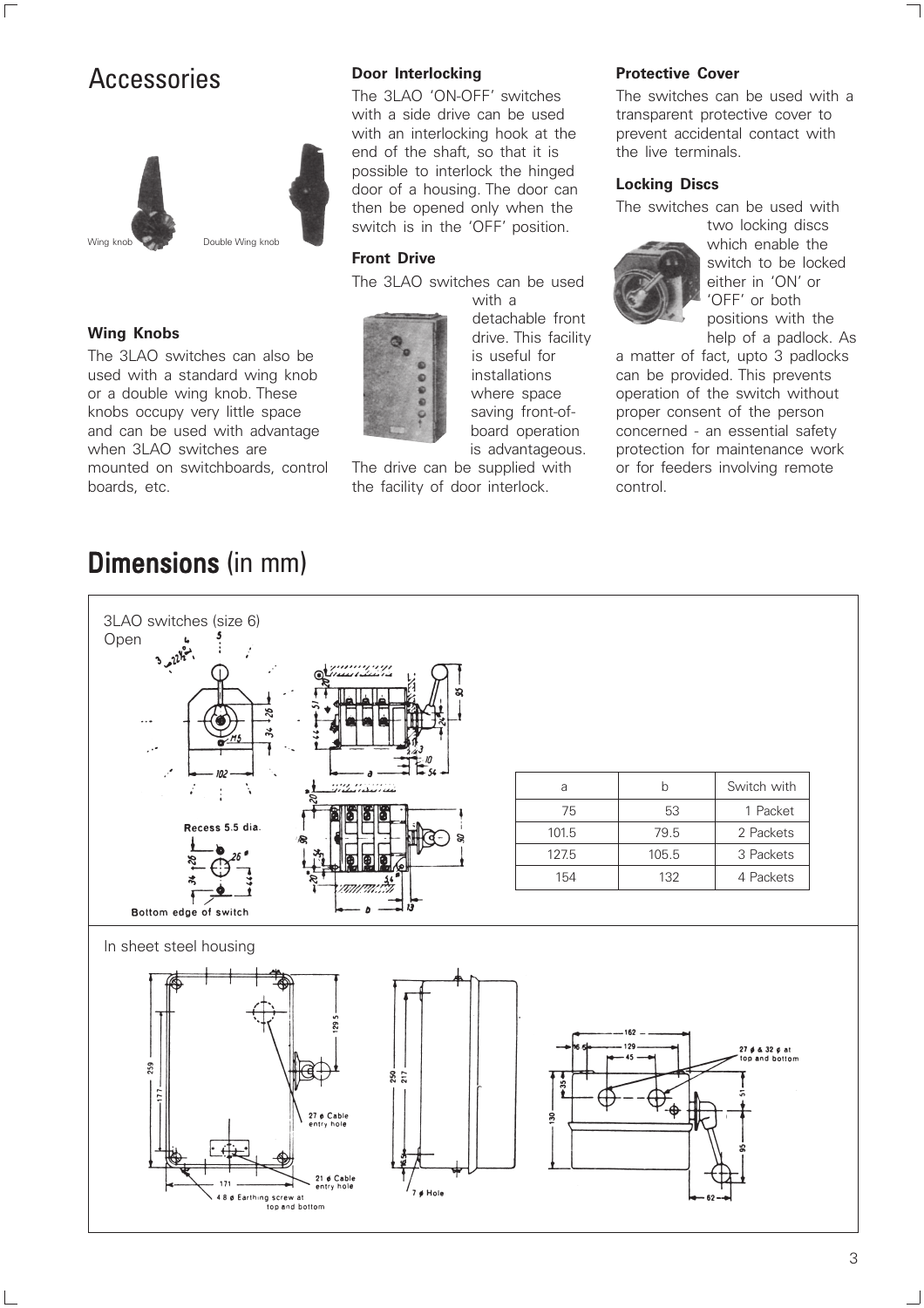# Accessories

Wing knob    Double Wing knob

### Wing Knobs

The 3LAO switches can also be used with a standard wing knob or a double wing knob. These knobs occupy very little space and can be used with advantage when 3LAO switches are mounted on switchboards, control boards, etc.

### Door Interlocking

The 3LAO 'ON-OFF' switches with a side drive can be used with an interlocking hook at the end of the shaft, so that it is possible to interlock the hinged door of a housing. The door can then be opened only when the switch is in the 'OFF' position.

### Front Drive

The 3LAO switches can be used with a detachable front drive. This facility is useful for installations where space saving front-of-board operation is advantageous. The drive can be supplied with the facility of door interlock.

### Protective Cover

The switches can be used with a transparent protective cover to prevent accidental contact with the live terminals.

### Locking Discs

The switches can be used with two locking discs which enable the switch to be locked either in 'ON' or 'OFF' or both positions with the help of a padlock. As a matter of fact, upto 3 padlocks can be provided. This prevents operation of the switch without proper consent of the person concerned - an essential safety protection for maintenance work or for feeders involving remote control.

# Dimensions (in mm)

3LAO switches (size 6)
Open

Recess 5.5 dia.

Bottom edge of switch

| a | b | Switch with |
|---|---|---|
| 75 | 53 | 1 Packet |
| 101.5 | 79.5 | 2 Packets |
| 127.5 | 105.5 | 3 Packets |
| 154 | 132 | 4 Packets |

In sheet steel housing

27 ø Cable entry hole

21 ø Cable entry hole

4.8 ø Earthing screw at top and bottom

7 ø Hole

27 ø & 32 ø at top and bottom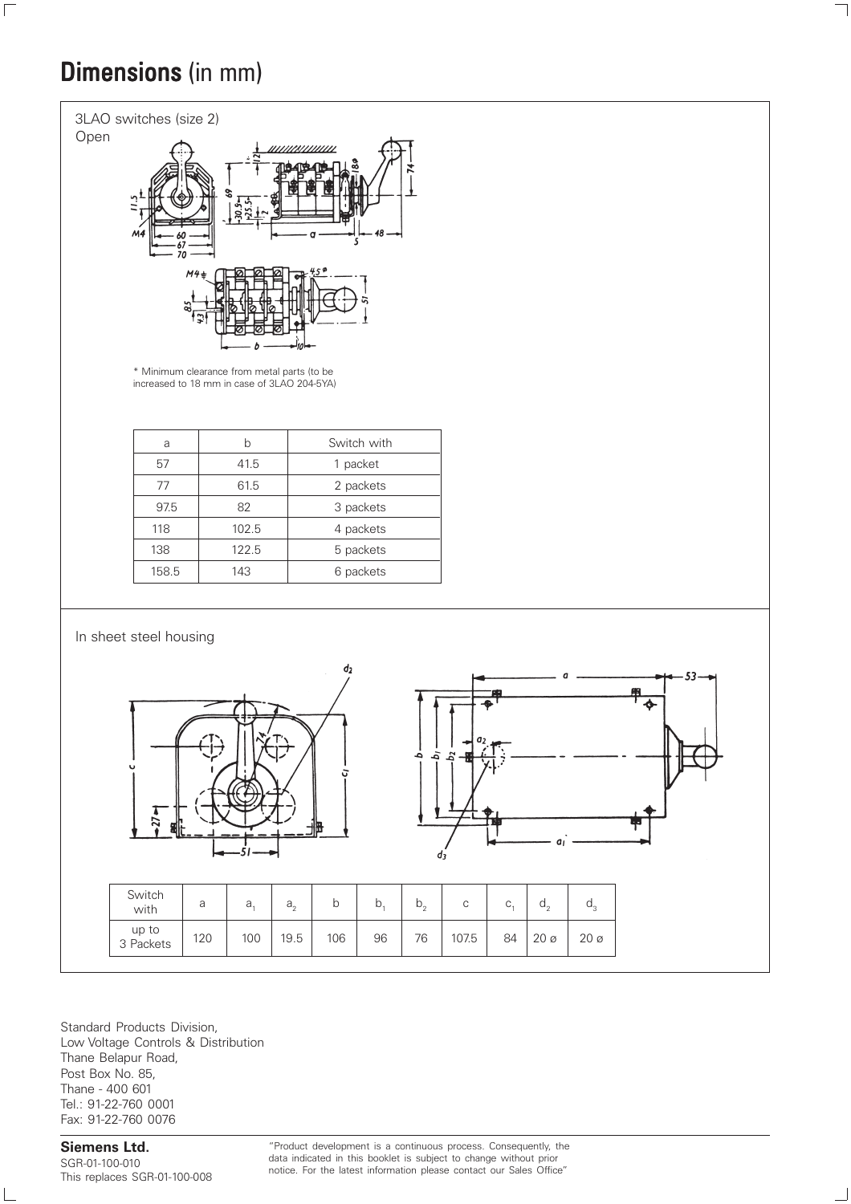# Dimensions (in mm)

3LAO switches (size 2)

Open

\* Minimum clearance from metal parts (to be increased to 18 mm in case of 3LAO 204-5YA)

| a | b | Switch with |
|---|---|---|
| 57 | 41.5 | 1 packet |
| 77 | 61.5 | 2 packets |
| 97.5 | 82 | 3 packets |
| 118 | 102.5 | 4 packets |
| 138 | 122.5 | 5 packets |
| 158.5 | 143 | 6 packets |

In sheet steel housing

| Switch with | a | $a_1$ | $a_2$ | b | $b_1$ | $b_2$ | c | $c_1$ | $d_2$ | $d_3$ |
|---|---|---|---|---|---|---|---|---|---|---|
| up to 3 Packets | 120 | 100 | 19.5 | 106 | 96 | 76 | 107.5 | 84 | 20 ø | 20 ø |

Standard Products Division,
Low Voltage Controls & Distribution
Thane Belapur Road,
Post Box No. 85,
Thane - 400 601
Tel.: 91-22-760 0001
Fax: 91-22-760 0076

**Siemens Ltd.**
SGR-01-100-010
This replaces SGR-01-100-008

"Product development is a continuous process. Consequently, the data indicated in this booklet is subject to change without prior notice. For the latest information please contact our Sales Office"